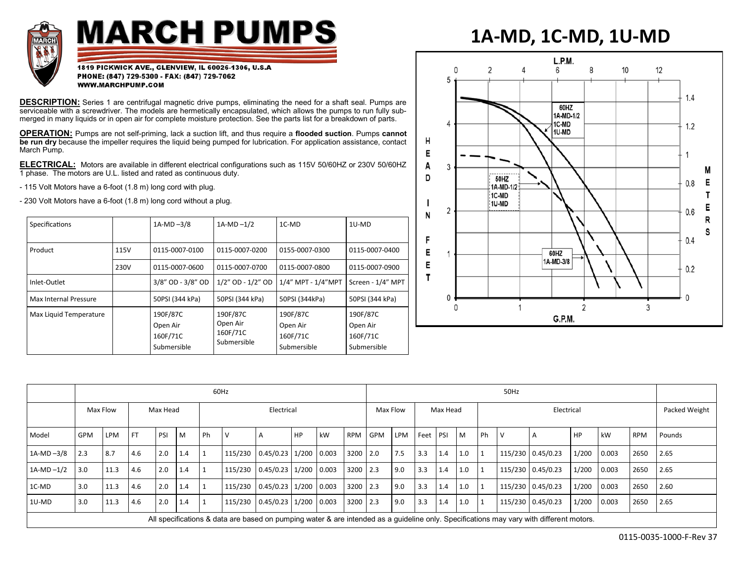# MARCH PUMPS

1819 PICKWICK AVE., GLENVIEW, IL 60026-1306, U.S.A
PHONE: (847) 729-5300 - FAX: (847) 729-7062
WWW.MARCHPUMP.COM

# 1A-MD, 1C-MD, 1U-MD

**DESCRIPTION:** Series 1 are centrifugal magnetic drive pumps, eliminating the need for a shaft seal. Pumps are serviceable with a screwdriver. The models are hermetically encapsulated, which allows the pumps to run fully submerged in many liquids or in open air for complete moisture protection. See the parts list for a breakdown of parts.

**OPERATION:** Pumps are not self-priming, lack a suction lift, and thus require a **flooded suction**. Pumps **cannot be run dry** because the impeller requires the liquid being pumped for lubrication. For application assistance, contact March Pump.

**ELECTRICAL:** Motors are available in different electrical configurations such as 115V 50/60HZ or 230V 50/60HZ 1 phase. The motors are U.L. listed and rated as continuous duty.

- 115 Volt Motors have a 6-foot (1.8 m) long cord with plug.
- 230 Volt Motors have a 6-foot (1.8 m) long cord without a plug.

| Specifications | | 1A-MD –3/8 | 1A-MD –1/2 | 1C-MD | 1U-MD |
|---|---|---|---|---|---|
| Product | 115V | 0115-0007-0100 | 0115-0007-0200 | 0155-0007-0300 | 0115-0007-0400 |
| | 230V | 0115-0007-0600 | 0115-0007-0700 | 0115-0007-0800 | 0115-0007-0900 |
| Inlet-Outlet | | 3/8" OD - 3/8" OD | 1/2" OD - 1/2" OD | 1/4" MPT - 1/4"MPT | Screen - 1/4" MPT |
| Max Internal Pressure | | 50PSI (344 kPa) | 50PSI (344 kPa) | 50PSI (344kPa) | 50PSI (344 kPa) |
| Max Liquid Temperature | | 190F/87C Open Air 160F/71C Submersible | 190F/87C Open Air 160F/71C Submersible | 190F/87C Open Air 160F/71C Submersible | 190F/87C Open Air 160F/71C Submersible |

| | 60Hz | | | | | | | | | | | 50Hz | | | | | | | | | | | |
|---|---|---|---|---|---|---|---|---|---|---|---|---|---|---|---|---|---|---|---|---|---|---|---|
| | Max Flow | | Max Head | | | Electrical | | | | | | Max Flow | | Max Head | | | Electrical | | | | | | Packed Weight |
| Model | GPM | LPM | FT | PSI | M | Ph | V | A | HP | kW | RPM | GPM | LPM | Feet | PSI | M | Ph | V | A | HP | kW | RPM | Pounds |
| 1A-MD –3/8 | 2.3 | 8.7 | 4.6 | 2.0 | 1.4 | 1 | 115/230 | 0.45/0.23 | 1/200 | 0.003 | 3200 | 2.0 | 7.5 | 3.3 | 1.4 | 1.0 | 1 | 115/230 | 0.45/0.23 | 1/200 | 0.003 | 2650 | 2.65 |
| 1A-MD –1/2 | 3.0 | 11.3 | 4.6 | 2.0 | 1.4 | 1 | 115/230 | 0.45/0.23 | 1/200 | 0.003 | 3200 | 2.3 | 9.0 | 3.3 | 1.4 | 1.0 | 1 | 115/230 | 0.45/0.23 | 1/200 | 0.003 | 2650 | 2.65 |
| 1C-MD | 3.0 | 11.3 | 4.6 | 2.0 | 1.4 | 1 | 115/230 | 0.45/0.23 | 1/200 | 0.003 | 3200 | 2.3 | 9.0 | 3.3 | 1.4 | 1.0 | 1 | 115/230 | 0.45/0.23 | 1/200 | 0.003 | 2650 | 2.60 |
| 1U-MD | 3.0 | 11.3 | 4.6 | 2.0 | 1.4 | 1 | 115/230 | 0.45/0.23 | 1/200 | 0.003 | 3200 | 2.3 | 9.0 | 3.3 | 1.4 | 1.0 | 1 | 115/230 | 0.45/0.23 | 1/200 | 0.003 | 2650 | 2.65 |

All specifications & data are based on pumping water & are intended as a guideline only. Specifications may vary with different motors.

0115-0035-1000-F-Rev 37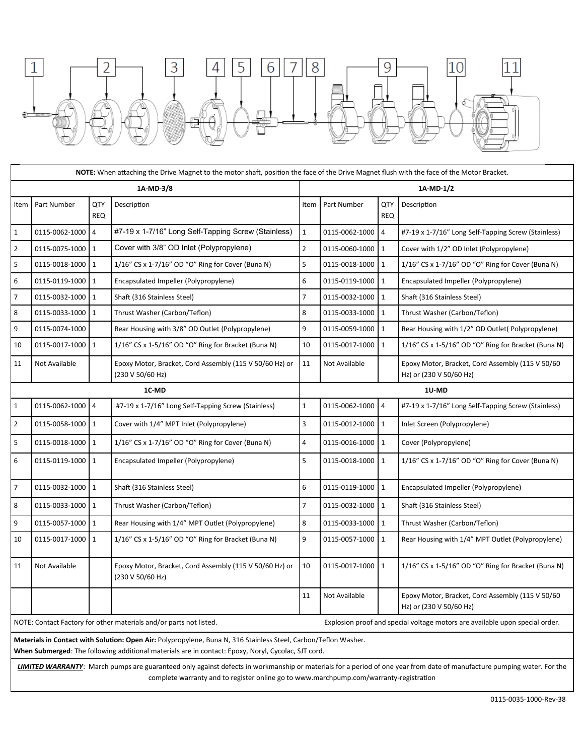1 2 3 4 5 6 7 8 9 10 11

**NOTE:** When attaching the Drive Magnet to the motor shaft, position the face of the Drive Magnet flush with the face of the Motor Bracket.

| 1A-MD-3/8 | | | | 1A-MD-1/2 | | | |
|---|---|---|---|---|---|---|---|
| Item | Part Number | QTY REQ | Description | Item | Part Number | QTY REQ | Description |
| 1 | 0115-0062-1000 | 4 | #7-19 x 1-7/16" Long Self-Tapping Screw (Stainless) | 1 | 0115-0062-1000 | 4 | #7-19 x 1-7/16" Long Self-Tapping Screw (Stainless) |
| 2 | 0115-0075-1000 | 1 | Cover with 3/8" OD Inlet (Polypropylene) | 2 | 0115-0060-1000 | 1 | Cover with 1/2" OD Inlet (Polypropylene) |
| 5 | 0115-0018-1000 | 1 | 1/16" CS x 1-7/16" OD "O" Ring for Cover (Buna N) | 5 | 0115-0018-1000 | 1 | 1/16" CS x 1-7/16" OD "O" Ring for Cover (Buna N) |
| 6 | 0115-0119-1000 | 1 | Encapsulated Impeller (Polypropylene) | 6 | 0115-0119-1000 | 1 | Encapsulated Impeller (Polypropylene) |
| 7 | 0115-0032-1000 | 1 | Shaft (316 Stainless Steel) | 7 | 0115-0032-1000 | 1 | Shaft (316 Stainless Steel) |
| 8 | 0115-0033-1000 | 1 | Thrust Washer (Carbon/Teflon) | 8 | 0115-0033-1000 | 1 | Thrust Washer (Carbon/Teflon) |
| 9 | 0115-0074-1000 | | Rear Housing with 3/8" OD Outlet (Polypropylene) | 9 | 0115-0059-1000 | 1 | Rear Housing with 1/2" OD Outlet( Polypropylene) |
| 10 | 0115-0017-1000 | 1 | 1/16" CS x 1-5/16" OD "O" Ring for Bracket (Buna N) | 10 | 0115-0017-1000 | 1 | 1/16" CS x 1-5/16" OD "O" Ring for Bracket (Buna N) |
| 11 | Not Available | | Epoxy Motor, Bracket, Cord Assembly (115 V 50/60 Hz) or (230 V 50/60 Hz) | 11 | Not Available | | Epoxy Motor, Bracket, Cord Assembly (115 V 50/60 Hz) or (230 V 50/60 Hz) |
| **1C-MD** | | | | **1U-MD** | | | |
| 1 | 0115-0062-1000 | 4 | #7-19 x 1-7/16" Long Self-Tapping Screw (Stainless) | 1 | 0115-0062-1000 | 4 | #7-19 x 1-7/16" Long Self-Tapping Screw (Stainless) |
| 2 | 0115-0058-1000 | 1 | Cover with 1/4" MPT Inlet (Polypropylene) | 3 | 0115-0012-1000 | 1 | Inlet Screen (Polypropylene) |
| 5 | 0115-0018-1000 | 1 | 1/16" CS x 1-7/16" OD "O" Ring for Cover (Buna N) | 4 | 0115-0016-1000 | 1 | Cover (Polypropylene) |
| 6 | 0115-0119-1000 | 1 | Encapsulated Impeller (Polypropylene) | 5 | 0115-0018-1000 | 1 | 1/16" CS x 1-7/16" OD "O" Ring for Cover (Buna N) |
| 7 | 0115-0032-1000 | 1 | Shaft (316 Stainless Steel) | 6 | 0115-0119-1000 | 1 | Encapsulated Impeller (Polypropylene) |
| 8 | 0115-0033-1000 | 1 | Thrust Washer (Carbon/Teflon) | 7 | 0115-0032-1000 | 1 | Shaft (316 Stainless Steel) |
| 9 | 0115-0057-1000 | 1 | Rear Housing with 1/4" MPT Outlet (Polypropylene) | 8 | 0115-0033-1000 | 1 | Thrust Washer (Carbon/Teflon) |
| 10 | 0115-0017-1000 | 1 | 1/16" CS x 1-5/16" OD "O" Ring for Bracket (Buna N) | 9 | 0115-0057-1000 | 1 | Rear Housing with 1/4" MPT Outlet (Polypropylene) |
| 11 | Not Available | | Epoxy Motor, Bracket, Cord Assembly (115 V 50/60 Hz) or (230 V 50/60 Hz) | 10 | 0115-0017-1000 | 1 | 1/16" CS x 1-5/16" OD "O" Ring for Bracket (Buna N) |
| | | | | 11 | Not Available | | Epoxy Motor, Bracket, Cord Assembly (115 V 50/60 Hz) or (230 V 50/60 Hz) |

NOTE: Contact Factory for other materials and/or parts not listed.

Explosion proof and special voltage motors are available upon special order.

**Materials in Contact with Solution: Open Air:** Polypropylene, Buna N, 316 Stainless Steel, Carbon/Teflon Washer.
**When Submerged**: The following additional materials are in contact: Epoxy, Noryl, Cycolac, SJT cord.

***LIMITED WARRANTY***: March pumps are guaranteed only against defects in workmanship or materials for a period of one year from date of manufacture pumping water. For the complete warranty and to register online go to www.marchpump.com/warranty-registration

0115-0035-1000-Rev-38